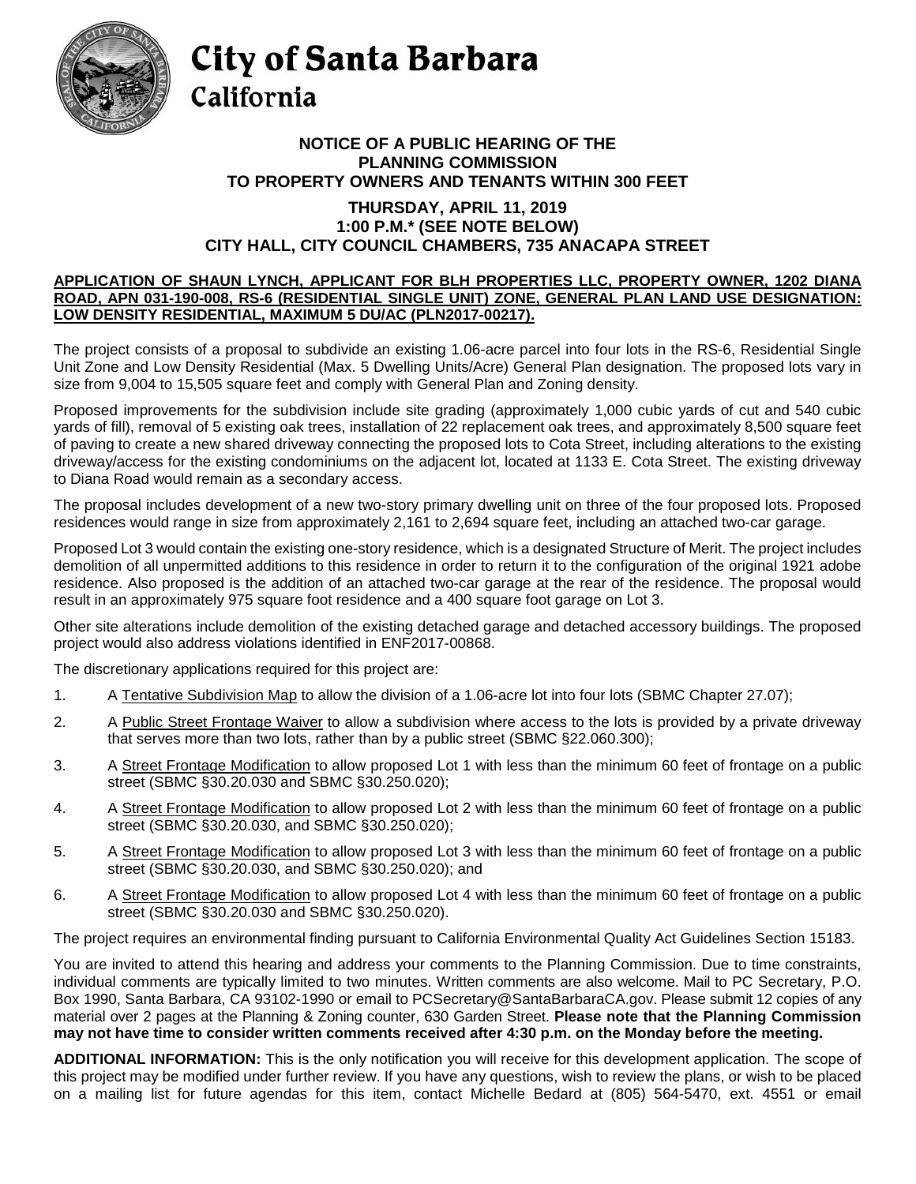# City of Santa Barbara
## California

**NOTICE OF A PUBLIC HEARING OF THE PLANNING COMMISSION TO PROPERTY OWNERS AND TENANTS WITHIN 300 FEET**

**THURSDAY, APRIL 11, 2019**
**1:00 P.M.* (SEE NOTE BELOW)**
**CITY HALL, CITY COUNCIL CHAMBERS, 735 ANACAPA STREET**

**APPLICATION OF SHAUN LYNCH, APPLICANT FOR BLH PROPERTIES LLC, PROPERTY OWNER, 1202 DIANA ROAD, APN 031-190-008, RS-6 (RESIDENTIAL SINGLE UNIT) ZONE, GENERAL PLAN LAND USE DESIGNATION: LOW DENSITY RESIDENTIAL, MAXIMUM 5 DU/AC (PLN2017-00217).**

The project consists of a proposal to subdivide an existing 1.06-acre parcel into four lots in the RS-6, Residential Single Unit Zone and Low Density Residential (Max. 5 Dwelling Units/Acre) General Plan designation. The proposed lots vary in size from 9,004 to 15,505 square feet and comply with General Plan and Zoning density.

Proposed improvements for the subdivision include site grading (approximately 1,000 cubic yards of cut and 540 cubic yards of fill), removal of 5 existing oak trees, installation of 22 replacement oak trees, and approximately 8,500 square feet of paving to create a new shared driveway connecting the proposed lots to Cota Street, including alterations to the existing driveway/access for the existing condominiums on the adjacent lot, located at 1133 E. Cota Street. The existing driveway to Diana Road would remain as a secondary access.

The proposal includes development of a new two-story primary dwelling unit on three of the four proposed lots. Proposed residences would range in size from approximately 2,161 to 2,694 square feet, including an attached two-car garage.

Proposed Lot 3 would contain the existing one-story residence, which is a designated Structure of Merit. The project includes demolition of all unpermitted additions to this residence in order to return it to the configuration of the original 1921 adobe residence. Also proposed is the addition of an attached two-car garage at the rear of the residence. The proposal would result in an approximately 975 square foot residence and a 400 square foot garage on Lot 3.

Other site alterations include demolition of the existing detached garage and detached accessory buildings. The proposed project would also address violations identified in ENF2017-00868.

The discretionary applications required for this project are:

1. A Tentative Subdivision Map to allow the division of a 1.06-acre lot into four lots (SBMC Chapter 27.07);
2. A Public Street Frontage Waiver to allow a subdivision where access to the lots is provided by a private driveway that serves more than two lots, rather than by a public street (SBMC §22.060.300);
3. A Street Frontage Modification to allow proposed Lot 1 with less than the minimum 60 feet of frontage on a public street (SBMC §30.20.030 and SBMC §30.250.020);
4. A Street Frontage Modification to allow proposed Lot 2 with less than the minimum 60 feet of frontage on a public street (SBMC §30.20.030, and SBMC §30.250.020);
5. A Street Frontage Modification to allow proposed Lot 3 with less than the minimum 60 feet of frontage on a public street (SBMC §30.20.030, and SBMC §30.250.020); and
6. A Street Frontage Modification to allow proposed Lot 4 with less than the minimum 60 feet of frontage on a public street (SBMC §30.20.030 and SBMC §30.250.020).

The project requires an environmental finding pursuant to California Environmental Quality Act Guidelines Section 15183.

You are invited to attend this hearing and address your comments to the Planning Commission. Due to time constraints, individual comments are typically limited to two minutes. Written comments are also welcome. Mail to PC Secretary, P.O. Box 1990, Santa Barbara, CA 93102-1990 or email to PCSecretary@SantaBarbaraCA.gov. Please submit 12 copies of any material over 2 pages at the Planning & Zoning counter, 630 Garden Street. **Please note that the Planning Commission may not have time to consider written comments received after 4:30 p.m. on the Monday before the meeting.**

**ADDITIONAL INFORMATION:** This is the only notification you will receive for this development application. The scope of this project may be modified under further review. If you have any questions, wish to review the plans, or wish to be placed on a mailing list for future agendas for this item, contact Michelle Bedard at (805) 564-5470, ext. 4551 or email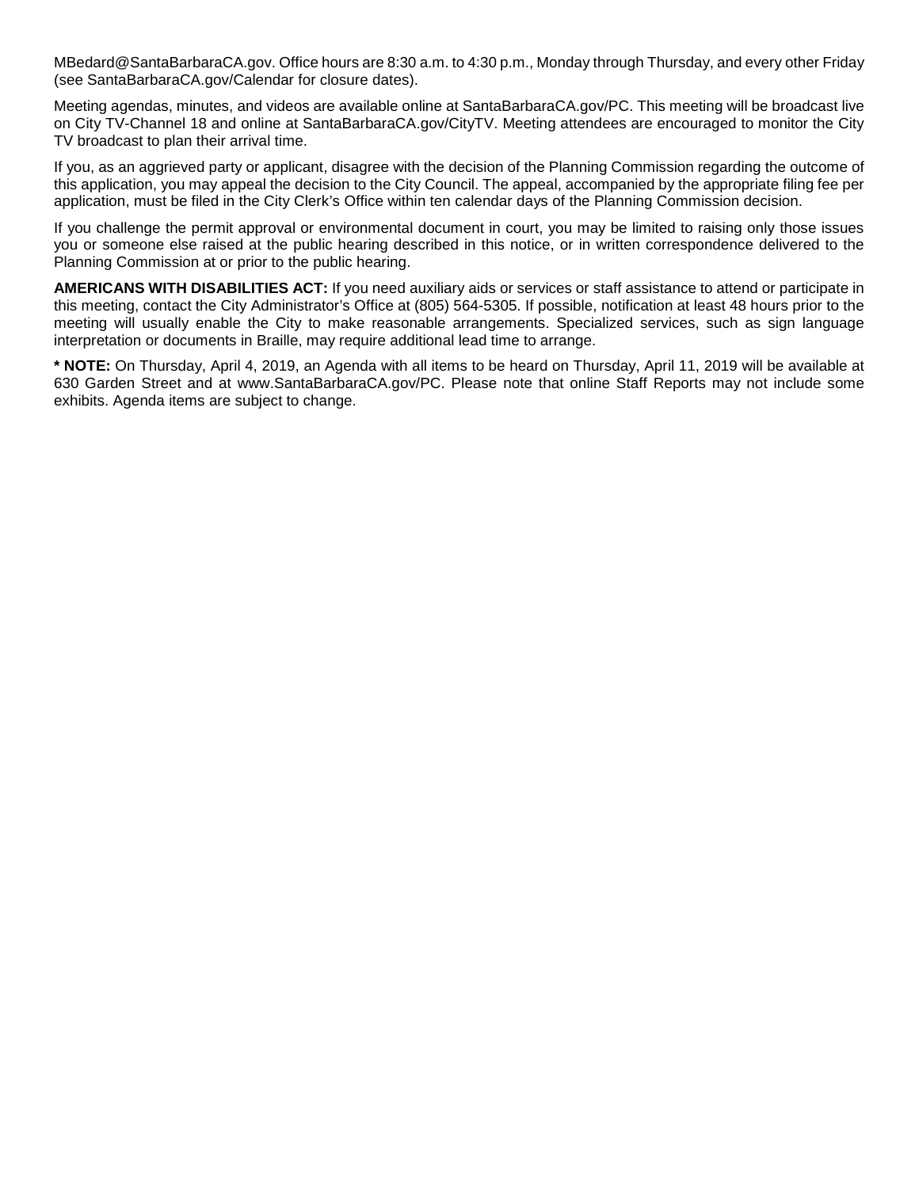MBedard@SantaBarbaraCA.gov. Office hours are 8:30 a.m. to 4:30 p.m., Monday through Thursday, and every other Friday (see SantaBarbaraCA.gov/Calendar for closure dates).

Meeting agendas, minutes, and videos are available online at SantaBarbaraCA.gov/PC. This meeting will be broadcast live on City TV-Channel 18 and online at SantaBarbaraCA.gov/CityTV. Meeting attendees are encouraged to monitor the City TV broadcast to plan their arrival time.

If you, as an aggrieved party or applicant, disagree with the decision of the Planning Commission regarding the outcome of this application, you may appeal the decision to the City Council. The appeal, accompanied by the appropriate filing fee per application, must be filed in the City Clerk's Office within ten calendar days of the Planning Commission decision.

If you challenge the permit approval or environmental document in court, you may be limited to raising only those issues you or someone else raised at the public hearing described in this notice, or in written correspondence delivered to the Planning Commission at or prior to the public hearing.

**AMERICANS WITH DISABILITIES ACT:** If you need auxiliary aids or services or staff assistance to attend or participate in this meeting, contact the City Administrator's Office at (805) 564-5305. If possible, notification at least 48 hours prior to the meeting will usually enable the City to make reasonable arrangements. Specialized services, such as sign language interpretation or documents in Braille, may require additional lead time to arrange.

**\* NOTE:** On Thursday, April 4, 2019, an Agenda with all items to be heard on Thursday, April 11, 2019 will be available at 630 Garden Street and at www.SantaBarbaraCA.gov/PC. Please note that online Staff Reports may not include some exhibits. Agenda items are subject to change.